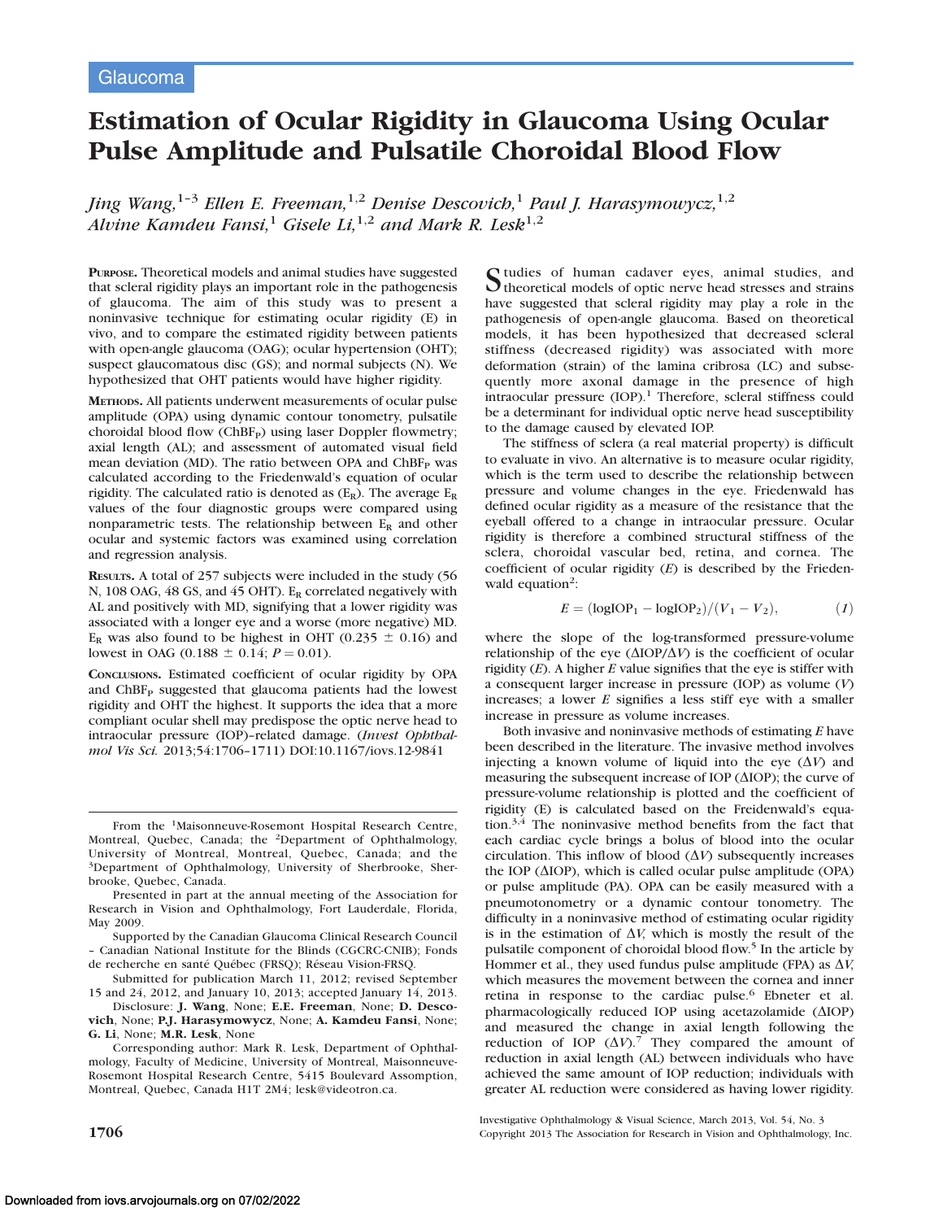Glaucoma

# Estimation of Ocular Rigidity in Glaucoma Using Ocular Pulse Amplitude and Pulsatile Choroidal Blood Flow

*Jing Wang,*[1–3] *Ellen E. Freeman,*[1,2] *Denise Descovich,*[1] *Paul J. Harasymowycz,*[1,2] *Alvine Kamdeu Fansi,*[1] *Gisele Li,*[1,2] *and Mark R. Lesk*[1,2]

**Purpose.** Theoretical models and animal studies have suggested that scleral rigidity plays an important role in the pathogenesis of glaucoma. The aim of this study was to present a noninvasive technique for estimating ocular rigidity (E) in vivo, and to compare the estimated rigidity between patients with open-angle glaucoma (OAG); ocular hypertension (OHT); suspect glaucomatous disc (GS); and normal subjects (N). We hypothesized that OHT patients would have higher rigidity.

**Methods.** All patients underwent measurements of ocular pulse amplitude (OPA) using dynamic contour tonometry, pulsatile choroidal blood flow ($ChBF_P$) using laser Doppler flowmetry; axial length (AL); and assessment of automated visual field mean deviation (MD). The ratio between OPA and $ChBF_P$ was calculated according to the Friedenwald's equation of ocular rigidity. The calculated ratio is denoted as ($E_R$). The average $E_R$ values of the four diagnostic groups were compared using nonparametric tests. The relationship between $E_R$ and other ocular and systemic factors was examined using correlation and regression analysis.

**Results.** A total of 257 subjects were included in the study (56 N, 108 OAG, 48 GS, and 45 OHT). $E_R$ correlated negatively with AL and positively with MD, signifying that a lower rigidity was associated with a longer eye and a worse (more negative) MD. $E_R$ was also found to be highest in OHT (0.235 ± 0.16) and lowest in OAG (0.188 ± 0.14; $P = 0.01$).

**Conclusions.** Estimated coefficient of ocular rigidity by OPA and $ChBF_P$ suggested that glaucoma patients had the lowest rigidity and OHT the highest. It supports the idea that a more compliant ocular shell may predispose the optic nerve head to intraocular pressure (IOP)–related damage. (*Invest Ophthalmol Vis Sci.* 2013;54:1706–1711) DOI:10.1167/iovs.12-9841

Studies of human cadaver eyes, animal studies, and theoretical models of optic nerve head stresses and strains have suggested that scleral rigidity may play a role in the pathogenesis of open-angle glaucoma. Based on theoretical models, it has been hypothesized that decreased scleral stiffness (decreased rigidity) was associated with more deformation (strain) of the lamina cribrosa (LC) and subsequently more axonal damage in the presence of high intraocular pressure (IOP).[1] Therefore, scleral stiffness could be a determinant for individual optic nerve head susceptibility to the damage caused by elevated IOP.

The stiffness of sclera (a real material property) is difficult to evaluate in vivo. An alternative is to measure ocular rigidity, which is the term used to describe the relationship between pressure and volume changes in the eye. Friedenwald has defined ocular rigidity as a measure of the resistance that the eyeball offered to a change in intraocular pressure. Ocular rigidity is therefore a combined structural stiffness of the sclera, choroidal vascular bed, retina, and cornea. The coefficient of ocular rigidity ($E$) is described by the Friedenwald equation[2]:

$$E = (\log \mathrm{IOP}_1 - \log \mathrm{IOP}_2)/(V_1 - V_2), \tag{1}$$

where the slope of the log-transformed pressure-volume relationship of the eye ($\Delta \mathrm{IOP}/\Delta V$) is the coefficient of ocular rigidity ($E$). A higher $E$ value signifies that the eye is stiffer with a consequent larger increase in pressure (IOP) as volume ($V$) increases; a lower $E$ signifies a less stiff eye with a smaller increase in pressure as volume increases.

Both invasive and noninvasive methods of estimating $E$ have been described in the literature. The invasive method involves injecting a known volume of liquid into the eye ($\Delta V$) and measuring the subsequent increase of IOP ($\Delta$IOP); the curve of pressure-volume relationship is plotted and the coefficient of rigidity (E) is calculated based on the Freidenwald's equation.[3,4] The noninvasive method benefits from the fact that each cardiac cycle brings a bolus of blood into the ocular circulation. This inflow of blood ($\Delta V$) subsequently increases the IOP ($\Delta$IOP), which is called ocular pulse amplitude (OPA) or pulse amplitude (PA). OPA can be easily measured with a pneumotonometry or a dynamic contour tonometry. The difficulty in a noninvasive method of estimating ocular rigidity is in the estimation of $\Delta V$, which is mostly the result of the pulsatile component of choroidal blood flow.[5] In the article by Hommer et al., they used fundus pulse amplitude (FPA) as $\Delta V$, which measures the movement between the cornea and inner retina in response to the cardiac pulse.[6] Ebneter et al. pharmacologically reduced IOP using acetazolamide ($\Delta$IOP) and measured the change in axial length following the reduction of IOP ($\Delta V$).[7] They compared the amount of reduction in axial length (AL) between individuals who have achieved the same amount of IOP reduction; individuals with greater AL reduction were considered as having lower rigidity.

From the [1]Maisonneuve-Rosemont Hospital Research Centre, Montreal, Quebec, Canada; the [2]Department of Ophthalmology, University of Montreal, Montreal, Quebec, Canada; and the [3]Department of Ophthalmology, University of Sherbrooke, Sherbrooke, Quebec, Canada.

Presented in part at the annual meeting of the Association for Research in Vision and Ophthalmology, Fort Lauderdale, Florida, May 2009.

Supported by the Canadian Glaucoma Clinical Research Council – Canadian National Institute for the Blinds (CGCRC-CNIB); Fonds de recherche en santé Québec (FRSQ); Réseau Vision-FRSQ.

Submitted for publication March 11, 2012; revised September 15 and 24, 2012, and January 10, 2013; accepted January 14, 2013.

Disclosure: **J. Wang**, None; **E.E. Freeman**, None; **D. Descovich**, None; **P.J. Harasymowycz**, None; **A. Kamdeu Fansi**, None; **G. Li**, None; **M.R. Lesk**, None

Corresponding author: Mark R. Lesk, Department of Ophthalmology, Faculty of Medicine, University of Montreal, Maisonneuve-Rosemont Hospital Research Centre, 5415 Boulevard Assomption, Montreal, Quebec, Canada H1T 2M4; lesk@videotron.ca.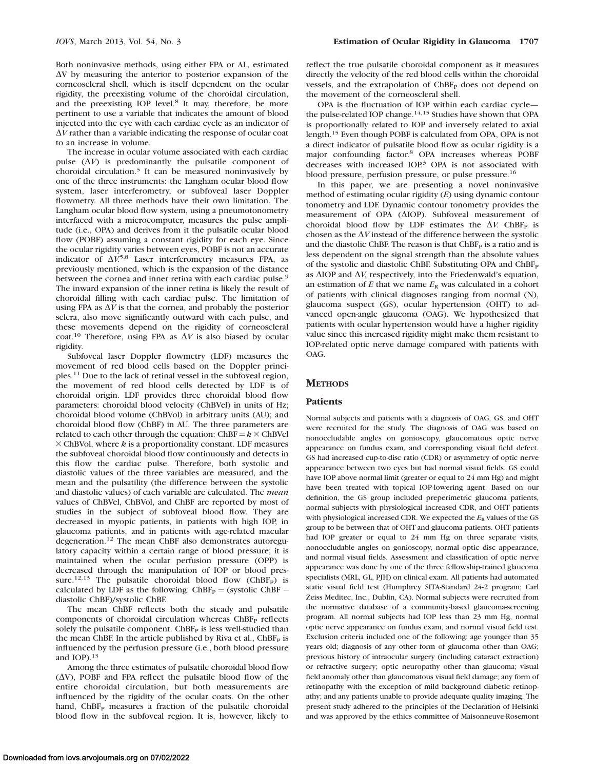Both noninvasive methods, using either FPA or AL, estimated ΔV by measuring the anterior to posterior expansion of the corneoscleral shell, which is itself dependent on the ocular rigidity, the preexisting volume of the choroidal circulation, and the preexisting IOP level.[8] It may, therefore, be more pertinent to use a variable that indicates the amount of blood injected into the eye with each cardiac cycle as an indicator of ΔV rather than a variable indicating the response of ocular coat to an increase in volume.

The increase in ocular volume associated with each cardiac pulse (ΔV) is predominantly the pulsatile component of choroidal circulation.[5] It can be measured noninvasively by one of the three instruments: the Langham ocular blood flow system, laser interferometry, or subfoveal laser Doppler flowmetry. All three methods have their own limitation. The Langham ocular blood flow system, using a pneumotonometry interfaced with a microcomputer, measures the pulse amplitude (i.e., OPA) and derives from it the pulsatile ocular blood flow (POBF) assuming a constant rigidity for each eye. Since the ocular rigidity varies between eyes, POBF is not an accurate indicator of ΔV.[5,8] Laser interferometry measures FPA, as previously mentioned, which is the expansion of the distance between the cornea and inner retina with each cardiac pulse.[9] The inward expansion of the inner retina is likely the result of choroidal filling with each cardiac pulse. The limitation of using FPA as ΔV is that the cornea, and probably the posterior sclera, also move significantly outward with each pulse, and these movements depend on the rigidity of corneoscleral coat.[10] Therefore, using FPA as ΔV is also biased by ocular rigidity.

Subfoveal laser Doppler flowmetry (LDF) measures the movement of red blood cells based on the Doppler principles.[11] Due to the lack of retinal vessel in the subfoveal region, the movement of red blood cells detected by LDF is of choroidal origin. LDF provides three choroidal blood flow parameters: choroidal blood velocity (ChBVel) in units of Hz; choroidal blood volume (ChBVol) in arbitrary units (AU); and choroidal blood flow (ChBF) in AU. The three parameters are related to each other through the equation: ChBF = $k$ × ChBVel × ChBVol, where $k$ is a proportionality constant. LDF measures the subfoveal choroidal blood flow continuously and detects in this flow the cardiac pulse. Therefore, both systolic and diastolic values of the three variables are measured, and the mean and the pulsatility (the difference between the systolic and diastolic values) of each variable are calculated. The *mean* values of ChBVel, ChBVol, and ChBF are reported by most of studies in the subject of subfoveal blood flow. They are decreased in myopic patients, in patients with high IOP, in glaucoma patients, and in patients with age-related macular degeneration.[12] The mean ChBF also demonstrates autoregulatory capacity within a certain range of blood pressure; it is maintained when the ocular perfusion pressure (OPP) is decreased through the manipulation of IOP or blood pressure.[12,13] The pulsatile choroidal blood flow ($ChBF_P$) is calculated by LDF as the following: $ChBF_P$ = (systolic ChBF − diastolic ChBF)/systolic ChBF.

The mean ChBF reflects both the steady and pulsatile components of choroidal circulation whereas $ChBF_P$ reflects solely the pulsatile component. $ChBF_P$ is less well-studied than the mean ChBF. In the article published by Riva et al., $ChBF_P$ is influenced by the perfusion pressure (i.e., both blood pressure and IOP).[13]

Among the three estimates of pulsatile choroidal blood flow (ΔV), POBF and FPA reflect the pulsatile blood flow of the entire choroidal circulation, but both measurements are influenced by the rigidity of the ocular coats. On the other hand, $ChBF_P$ measures a fraction of the pulsatile choroidal blood flow in the subfoveal region. It is, however, likely to reflect the true pulsatile choroidal component as it measures directly the velocity of the red blood cells within the choroidal vessels, and the extrapolation of $ChBF_P$ does not depend on the movement of the corneoscleral shell.

OPA is the fluctuation of IOP within each cardiac cycle—the pulse-related IOP change.[14,15] Studies have shown that OPA is proportionally related to IOP and inversely related to axial length.[15] Even though POBF is calculated from OPA, OPA is not a direct indicator of pulsatile blood flow as ocular rigidity is a major confounding factor.[8] OPA increases whereas POBF decreases with increased IOP.[3] OPA is not associated with blood pressure, perfusion pressure, or pulse pressure.[16]

In this paper, we are presenting a novel noninvasive method of estimating ocular rigidity ($E$) using dynamic contour tonometry and LDF. Dynamic contour tonometry provides the measurement of OPA (ΔIOP). Subfoveal measurement of choroidal blood flow by LDF estimates the ΔV. $ChBF_P$ is chosen as the ΔV instead of the difference between the systolic and the diastolic ChBF. The reason is that $ChBF_P$ is a ratio and is less dependent on the signal strength than the absolute values of the systolic and diastolic ChBF. Substituting OPA and $ChBF_P$ as ΔIOP and ΔV, respectively, into the Friedenwald's equation, an estimation of $E$ that we name $E_R$ was calculated in a cohort of patients with clinical diagnoses ranging from normal (N), glaucoma suspect (GS), ocular hypertension (OHT) to advanced open-angle glaucoma (OAG). We hypothesized that patients with ocular hypertension would have a higher rigidity value since this increased rigidity might make them resistant to IOP-related optic nerve damage compared with patients with OAG.

## Methods

### Patients

Normal subjects and patients with a diagnosis of OAG, GS, and OHT were recruited for the study. The diagnosis of OAG was based on nonoccludable angles on gonioscopy, glaucomatous optic nerve appearance on fundus exam, and corresponding visual field defect. GS had increased cup-to-disc ratio (CDR) or asymmetry of optic nerve appearance between two eyes but had normal visual fields. GS could have IOP above normal limit (greater or equal to 24 mm Hg) and might have been treated with topical IOP-lowering agent. Based on our definition, the GS group included preperimetric glaucoma patients, normal subjects with physiological increased CDR, and OHT patients with physiological increased CDR. We expected the $E_R$ values of the GS group to be between that of OHT and glaucoma patients. OHT patients had IOP greater or equal to 24 mm Hg on three separate visits, nonoccludable angles on gonioscopy, normal optic disc appearance, and normal visual fields. Assessment and classification of optic nerve appearance was done by one of the three fellowship-trained glaucoma specialists (MRL, GL, PJH) on clinical exam. All patients had automated static visual field test (Humphrey SITA-Standard 24-2 program; Carl Zeiss Meditec, Inc., Dublin, CA). Normal subjects were recruited from the normative database of a community-based glaucoma-screening program. All normal subjects had IOP less than 23 mm Hg, normal optic nerve appearance on fundus exam, and normal visual field test. Exclusion criteria included one of the following: age younger than 35 years old; diagnosis of any other form of glaucoma other than OAG; previous history of intraocular surgery (including cataract extraction) or refractive surgery; optic neuropathy other than glaucoma; visual field anomaly other than glaucomatous visual field damage; any form of retinopathy with the exception of mild background diabetic retinopathy; and any patients unable to provide adequate quality imaging. The present study adhered to the principles of the Declaration of Helsinki and was approved by the ethics committee of Maisonneuve-Rosemont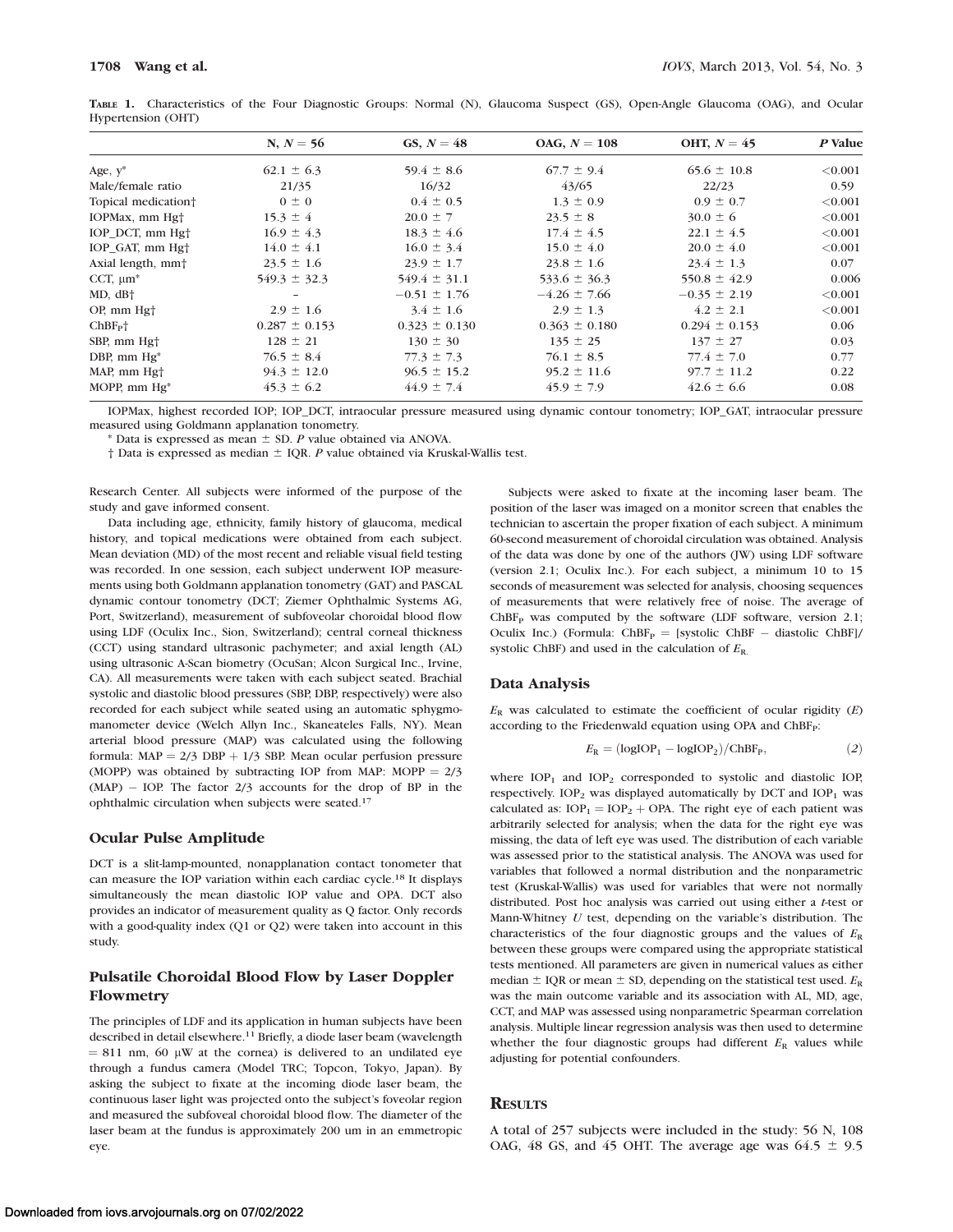**Table 1.** Characteristics of the Four Diagnostic Groups: Normal (N), Glaucoma Suspect (GS), Open-Angle Glaucoma (OAG), and Ocular Hypertension (OHT)

| | N, $N = 56$ | GS, $N = 48$ | OAG, $N = 108$ | OHT, $N = 45$ | *P* Value |
|---|---|---|---|---|---|
| Age, y* | 62.1 ± 6.3 | 59.4 ± 8.6 | 67.7 ± 9.4 | 65.6 ± 10.8 | <0.001 |
| Male/female ratio | 21/35 | 16/32 | 43/65 | 22/23 | 0.59 |
| Topical medication† | 0 ± 0 | 0.4 ± 0.5 | 1.3 ± 0.9 | 0.9 ± 0.7 | <0.001 |
| IOPMax, mm Hg† | 15.3 ± 4 | 20.0 ± 7 | 23.5 ± 8 | 30.0 ± 6 | <0.001 |
| IOP_DCT, mm Hg† | 16.9 ± 4.3 | 18.3 ± 4.6 | 17.4 ± 4.5 | 22.1 ± 4.5 | <0.001 |
| IOP_GAT, mm Hg† | 14.0 ± 4.1 | 16.0 ± 3.4 | 15.0 ± 4.0 | 20.0 ± 4.0 | <0.001 |
| Axial length, mm† | 23.5 ± 1.6 | 23.9 ± 1.7 | 23.8 ± 1.6 | 23.4 ± 1.3 | 0.07 |
| CCT, μm* | 549.3 ± 32.3 | 549.4 ± 31.1 | 533.6 ± 36.3 | 550.8 ± 42.9 | 0.006 |
| MD, dB† | – | −0.51 ± 1.76 | −4.26 ± 7.66 | −0.35 ± 2.19 | <0.001 |
| OP, mm Hg† | 2.9 ± 1.6 | 3.4 ± 1.6 | 2.9 ± 1.3 | 4.2 ± 2.1 | <0.001 |
| $ChBF_P$† | 0.287 ± 0.153 | 0.323 ± 0.130 | 0.363 ± 0.180 | 0.294 ± 0.153 | 0.06 |
| SBP, mm Hg† | 128 ± 21 | 130 ± 30 | 135 ± 25 | 137 ± 27 | 0.03 |
| DBP, mm Hg* | 76.5 ± 8.4 | 77.3 ± 7.3 | 76.1 ± 8.5 | 77.4 ± 7.0 | 0.77 |
| MAP, mm Hg† | 94.3 ± 12.0 | 96.5 ± 15.2 | 95.2 ± 11.6 | 97.7 ± 11.2 | 0.22 |
| MOPP, mm Hg* | 45.3 ± 6.2 | 44.9 ± 7.4 | 45.9 ± 7.9 | 42.6 ± 6.6 | 0.08 |

IOPMax, highest recorded IOP; IOP_DCT, intraocular pressure measured using dynamic contour tonometry; IOP_GAT, intraocular pressure measured using Goldmann applanation tonometry.

\* Data is expressed as mean ± SD. *P* value obtained via ANOVA.

† Data is expressed as median ± IQR. *P* value obtained via Kruskal-Wallis test.

Research Center. All subjects were informed of the purpose of the study and gave informed consent.

Data including age, ethnicity, family history of glaucoma, medical history, and topical medications were obtained from each subject. Mean deviation (MD) of the most recent and reliable visual field testing was recorded. In one session, each subject underwent IOP measurements using both Goldmann applanation tonometry (GAT) and PASCAL dynamic contour tonometry (DCT; Ziemer Ophthalmic Systems AG, Port, Switzerland), measurement of subfoveolar choroidal blood flow using LDF (Oculix Inc., Sion, Switzerland); central corneal thickness (CCT) using standard ultrasonic pachymeter; and axial length (AL) using ultrasonic A-Scan biometry (OcuSan; Alcon Surgical Inc., Irvine, CA). All measurements were taken with each subject seated. Brachial systolic and diastolic blood pressures (SBP, DBP, respectively) were also recorded for each subject while seated using an automatic sphygmomanometer device (Welch Allyn Inc., Skaneateles Falls, NY). Mean arterial blood pressure (MAP) was calculated using the following formula: MAP = 2/3 DBP + 1/3 SBP. Mean ocular perfusion pressure (MOPP) was obtained by subtracting IOP from MAP: MOPP = 2/3 (MAP) − IOP. The factor 2/3 accounts for the drop of BP in the ophthalmic circulation when subjects were seated.[17]

## Ocular Pulse Amplitude

DCT is a slit-lamp-mounted, nonapplanation contact tonometer that can measure the IOP variation within each cardiac cycle.[18] It displays simultaneously the mean diastolic IOP value and OPA. DCT also provides an indicator of measurement quality as Q factor. Only records with a good-quality index (Q1 or Q2) were taken into account in this study.

## Pulsatile Choroidal Blood Flow by Laser Doppler Flowmetry

The principles of LDF and its application in human subjects have been described in detail elsewhere.[11] Briefly, a diode laser beam (wavelength = 811 nm, 60 μW at the cornea) is delivered to an undilated eye through a fundus camera (Model TRC; Topcon, Tokyo, Japan). By asking the subject to fixate at the incoming diode laser beam, the continuous laser light was projected onto the subject's foveolar region and measured the subfoveal choroidal blood flow. The diameter of the laser beam at the fundus is approximately 200 um in an emmetropic eye.

Subjects were asked to fixate at the incoming laser beam. The position of the laser was imaged on a monitor screen that enables the technician to ascertain the proper fixation of each subject. A minimum 60-second measurement of choroidal circulation was obtained. Analysis of the data was done by one of the authors (JW) using LDF software (version 2.1; Oculix Inc.). For each subject, a minimum 10 to 15 seconds of measurement was selected for analysis, choosing sequences of measurements that were relatively free of noise. The average of $ChBF_P$ was computed by the software (LDF software, version 2.1; Oculix Inc.) (Formula: $ChBF_P$ = [systolic ChBF − diastolic ChBF]/systolic ChBF) and used in the calculation of $E_R$.

## Data Analysis

$E_R$ was calculated to estimate the coefficient of ocular rigidity ($E$) according to the Friedenwald equation using OPA and $ChBF_P$:

$$E_R = (\log IOP_1 - \log IOP_2)/ChBF_P, \tag{2}$$

where $IOP_1$ and $IOP_2$ corresponded to systolic and diastolic IOP, respectively. $IOP_2$ was displayed automatically by DCT and $IOP_1$ was calculated as: $IOP_1 = IOP_2 + OPA$. The right eye of each patient was arbitrarily selected for analysis; when the data for the right eye was missing, the data of left eye was used. The distribution of each variable was assessed prior to the statistical analysis. The ANOVA was used for variables that followed a normal distribution and the nonparametric test (Kruskal-Wallis) was used for variables that were not normally distributed. Post hoc analysis was carried out using either a *t*-test or Mann-Whitney *U* test, depending on the variable's distribution. The characteristics of the four diagnostic groups and the values of $E_R$ between these groups were compared using the appropriate statistical tests mentioned. All parameters are given in numerical values as either median ± IQR or mean ± SD, depending on the statistical test used. $E_R$ was the main outcome variable and its association with AL, MD, age, CCT, and MAP was assessed using nonparametric Spearman correlation analysis. Multiple linear regression analysis was then used to determine whether the four diagnostic groups had different $E_R$ values while adjusting for potential confounders.

# Results

A total of 257 subjects were included in the study: 56 N, 108 OAG, 48 GS, and 45 OHT. The average age was 64.5 ± 9.5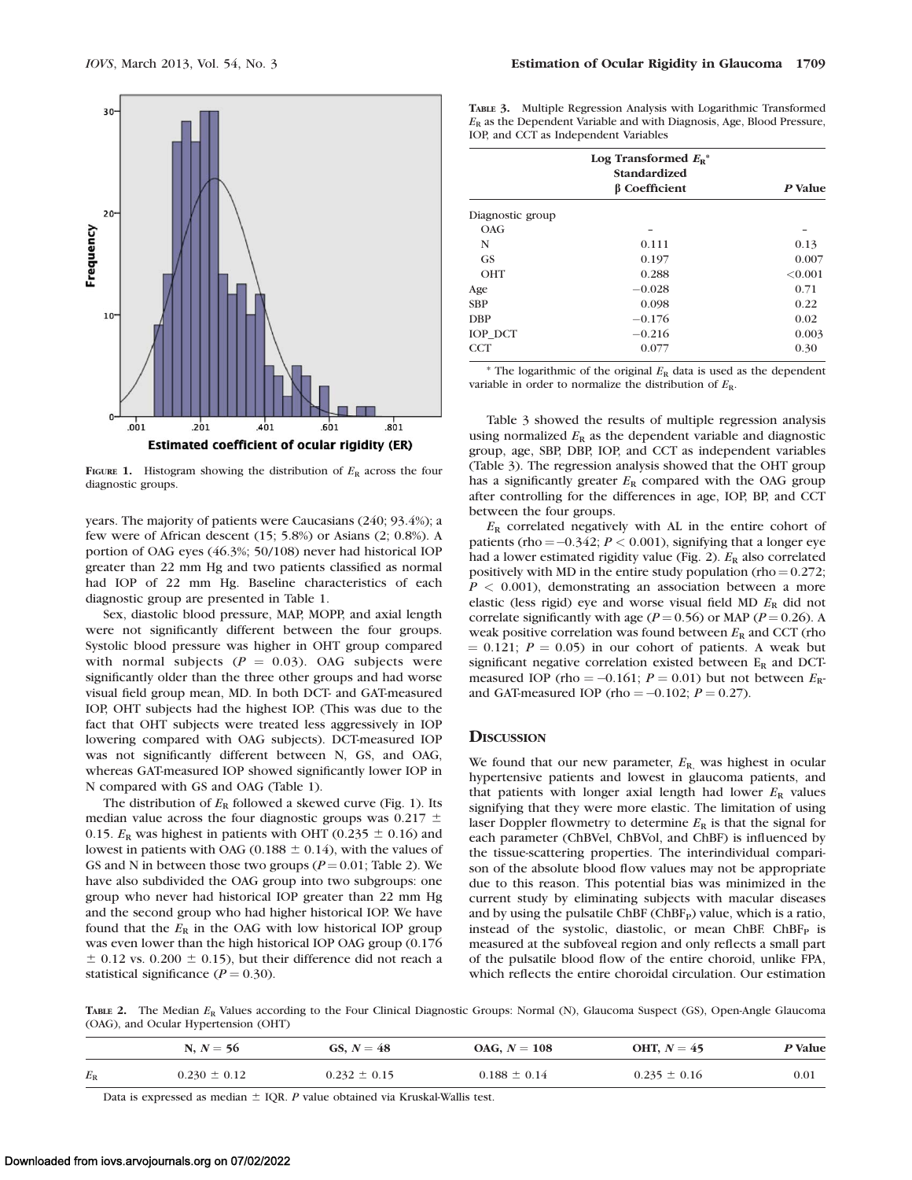FIGURE 1. Histogram showing the distribution of $E_R$ across the four diagnostic groups.

years. The majority of patients were Caucasians (240; 93.4%); a few were of African descent (15; 5.8%) or Asians (2; 0.8%). A portion of OAG eyes (46.3%; 50/108) never had historical IOP greater than 22 mm Hg and two patients classified as normal had IOP of 22 mm Hg. Baseline characteristics of each diagnostic group are presented in Table 1.

Sex, diastolic blood pressure, MAP, MOPP, and axial length were not significantly different between the four groups. Systolic blood pressure was higher in OHT group compared with normal subjects ($P = 0.03$). OAG subjects were significantly older than the three other groups and had worse visual field group mean, MD. In both DCT- and GAT-measured IOP, OHT subjects had the highest IOP. (This was due to the fact that OHT subjects were treated less aggressively in IOP lowering compared with OAG subjects). DCT-measured IOP was not significantly different between N, GS, and OAG, whereas GAT-measured IOP showed significantly lower IOP in N compared with GS and OAG (Table 1).

The distribution of $E_R$ followed a skewed curve (Fig. 1). Its median value across the four diagnostic groups was 0.217 ± 0.15. $E_R$ was highest in patients with OHT (0.235 ± 0.16) and lowest in patients with OAG (0.188 ± 0.14), with the values of GS and N in between those two groups ($P = 0.01$; Table 2). We have also subdivided the OAG group into two subgroups: one group who never had historical IOP greater than 22 mm Hg and the second group who had higher historical IOP. We have found that the $E_R$ in the OAG with low historical IOP group was even lower than the high historical IOP OAG group (0.176 ± 0.12 vs. 0.200 ± 0.15), but their difference did not reach a statistical significance ($P = 0.30$).

TABLE 3. Multiple Regression Analysis with Logarithmic Transformed $E_R$ as the Dependent Variable and with Diagnosis, Age, Blood Pressure, IOP, and CCT as Independent Variables

| | Log Transformed $E_R$* Standardized β Coefficient | *P* Value |
|---|---|---|
| Diagnostic group | | |
| OAG | – | – |
| N | 0.111 | 0.13 |
| GS | 0.197 | 0.007 |
| OHT | 0.288 | <0.001 |
| Age | −0.028 | 0.71 |
| SBP | 0.098 | 0.22 |
| DBP | −0.176 | 0.02 |
| IOP_DCT | −0.216 | 0.003 |
| CCT | 0.077 | 0.30 |

\* The logarithmic of the original $E_R$ data is used as the dependent variable in order to normalize the distribution of $E_R$.

Table 3 showed the results of multiple regression analysis using normalized $E_R$ as the dependent variable and diagnostic group, age, SBP, DBP, IOP, and CCT as independent variables (Table 3). The regression analysis showed that the OHT group has a significantly greater $E_R$ compared with the OAG group after controlling for the differences in age, IOP, BP, and CCT between the four groups.

$E_R$ correlated negatively with AL in the entire cohort of patients (rho = −0.342; $P < 0.001$), signifying that a longer eye had a lower estimated rigidity value (Fig. 2). $E_R$ also correlated positively with MD in the entire study population (rho = 0.272; $P < 0.001$), demonstrating an association between a more elastic (less rigid) eye and worse visual field MD $E_R$ did not correlate significantly with age ($P = 0.56$) or MAP ($P = 0.26$). A weak positive correlation was found between $E_R$ and CCT (rho = 0.121; $P = 0.05$) in our cohort of patients. A weak but significant negative correlation existed between $E_R$ and DCT-measured IOP (rho = −0.161; $P = 0.01$) but not between $E_R$- and GAT-measured IOP (rho = −0.102; $P = 0.27$).

## DISCUSSION

We found that our new parameter, $E_R$, was highest in ocular hypertensive patients and lowest in glaucoma patients, and that patients with longer axial length had lower $E_R$ values signifying that they were more elastic. The limitation of using laser Doppler flowmetry to determine $E_R$ is that the signal for each parameter (ChBVel, ChBVol, and ChBF) is influenced by the tissue-scattering properties. The interindividual comparison of the absolute blood flow values may not be appropriate due to this reason. This potential bias was minimized in the current study by eliminating subjects with macular diseases and by using the pulsatile ChBF ($ChBF_P$) value, which is a ratio, instead of the systolic, diastolic, or mean ChBF. $ChBF_P$ is measured at the subfoveal region and only reflects a small part of the pulsatile blood flow of the entire choroid, unlike FPA, which reflects the entire choroidal circulation. Our estimation

TABLE 2. The Median $E_R$ Values according to the Four Clinical Diagnostic Groups: Normal (N), Glaucoma Suspect (GS), Open-Angle Glaucoma (OAG), and Ocular Hypertension (OHT)

| | N, $N = 56$ | GS, $N = 48$ | OAG, $N = 108$ | OHT, $N = 45$ | *P* Value |
|---|---|---|---|---|---|
| $E_R$ | 0.230 ± 0.12 | 0.232 ± 0.15 | 0.188 ± 0.14 | 0.235 ± 0.16 | 0.01 |

Data is expressed as median ± IQR. *P* value obtained via Kruskal-Wallis test.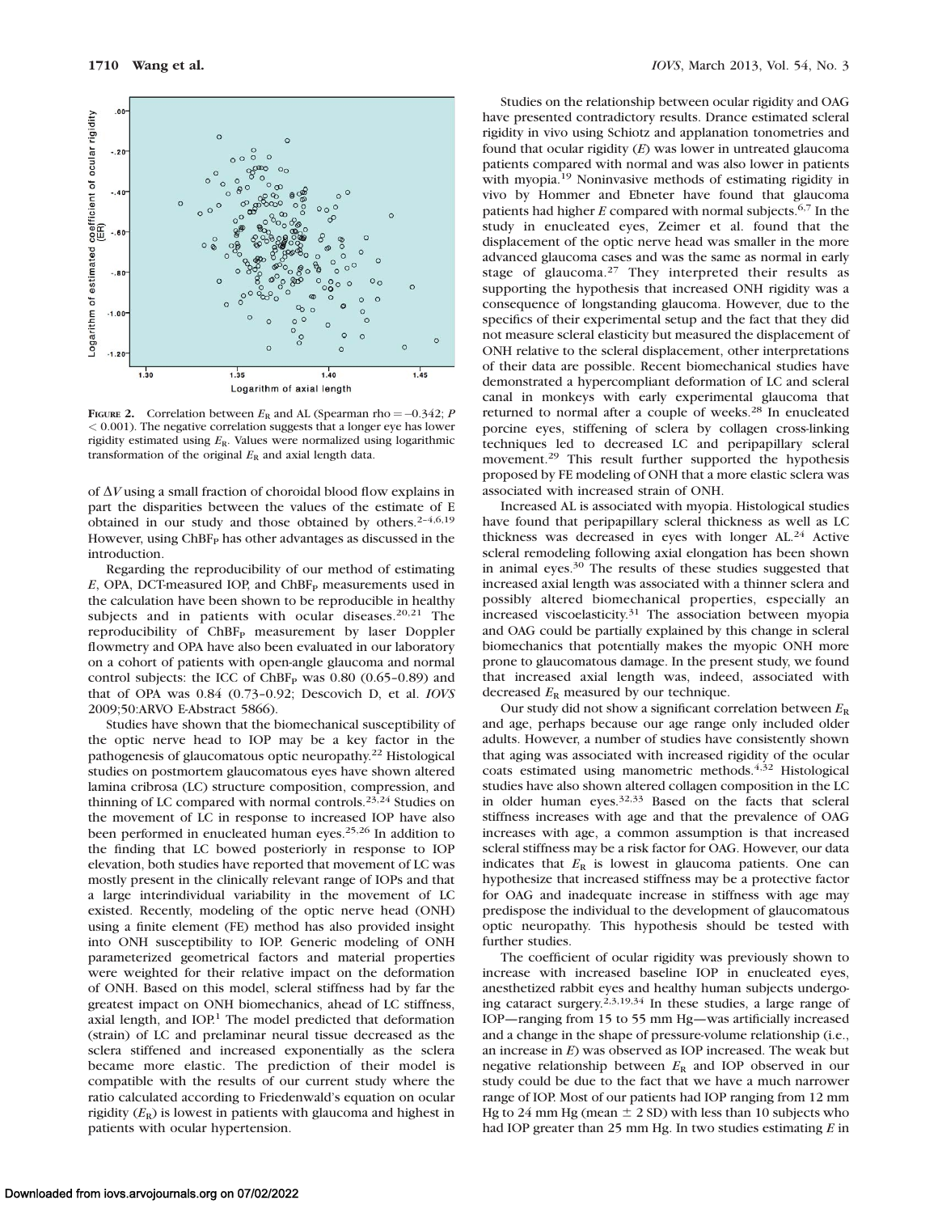FIGURE 2. Correlation between $E_R$ and AL (Spearman rho = −0.342; $P < 0.001$). The negative correlation suggests that a longer eye has lower rigidity estimated using $E_R$. Values were normalized using logarithmic transformation of the original $E_R$ and axial length data.

of $\Delta V$ using a small fraction of choroidal blood flow explains in part the disparities between the values of the estimate of E obtained in our study and those obtained by others.[2–4,6,19] However, using $ChBF_P$ has other advantages as discussed in the introduction.

Regarding the reproducibility of our method of estimating $E$, OPA, DCT-measured IOP, and $ChBF_P$ measurements used in the calculation have been shown to be reproducible in healthy subjects and in patients with ocular diseases.[20,21] The reproducibility of $ChBF_P$ measurement by laser Doppler flowmetry and OPA have also been evaluated in our laboratory on a cohort of patients with open-angle glaucoma and normal control subjects: the ICC of $ChBF_P$ was 0.80 (0.65–0.89) and that of OPA was 0.84 (0.73–0.92; Descovich D, et al. *IOVS* 2009;50:ARVO E-Abstract 5866).

Studies have shown that the biomechanical susceptibility of the optic nerve head to IOP may be a key factor in the pathogenesis of glaucomatous optic neuropathy.[22] Histological studies on postmortem glaucomatous eyes have shown altered lamina cribrosa (LC) structure composition, compression, and thinning of LC compared with normal controls.[23,24] Studies on the movement of LC in response to increased IOP have also been performed in enucleated human eyes.[25,26] In addition to the finding that LC bowed posteriorly in response to IOP elevation, both studies have reported that movement of LC was mostly present in the clinically relevant range of IOPs and that a large interindividual variability in the movement of LC existed. Recently, modeling of the optic nerve head (ONH) using a finite element (FE) method has also provided insight into ONH susceptibility to IOP. Generic modeling of ONH parameterized geometrical factors and material properties were weighted for their relative impact on the deformation of ONH. Based on this model, scleral stiffness had by far the greatest impact on ONH biomechanics, ahead of LC stiffness, axial length, and IOP.[1] The model predicted that deformation (strain) of LC and prelaminar neural tissue decreased as the sclera stiffened and increased exponentially as the sclera became more elastic. The prediction of their model is compatible with the results of our current study where the ratio calculated according to Friedenwald's equation on ocular rigidity ($E_R$) is lowest in patients with glaucoma and highest in patients with ocular hypertension.

Studies on the relationship between ocular rigidity and OAG have presented contradictory results. Drance estimated scleral rigidity in vivo using Schiotz and applanation tonometries and found that ocular rigidity ($E$) was lower in untreated glaucoma patients compared with normal and was also lower in patients with myopia.[19] Noninvasive methods of estimating rigidity in vivo by Hommer and Ebneter have found that glaucoma patients had higher $E$ compared with normal subjects.[6,7] In the study in enucleated eyes, Zeimer et al. found that the displacement of the optic nerve head was smaller in the more advanced glaucoma cases and was the same as normal in early stage of glaucoma.[27] They interpreted their results as supporting the hypothesis that increased ONH rigidity was a consequence of longstanding glaucoma. However, due to the specifics of their experimental setup and the fact that they did not measure scleral elasticity but measured the displacement of ONH relative to the scleral displacement, other interpretations of their data are possible. Recent biomechanical studies have demonstrated a hypercompliant deformation of LC and scleral canal in monkeys with early experimental glaucoma that returned to normal after a couple of weeks.[28] In enucleated porcine eyes, stiffening of sclera by collagen cross-linking techniques led to decreased LC and peripapillary scleral movement.[29] This result further supported the hypothesis proposed by FE modeling of ONH that a more elastic sclera was associated with increased strain of ONH.

Increased AL is associated with myopia. Histological studies have found that peripapillary scleral thickness as well as LC thickness was decreased in eyes with longer AL.[24] Active scleral remodeling following axial elongation has been shown in animal eyes.[30] The results of these studies suggested that increased axial length was associated with a thinner sclera and possibly altered biomechanical properties, especially an increased viscoelasticity.[31] The association between myopia and OAG could be partially explained by this change in scleral biomechanics that potentially makes the myopic ONH more prone to glaucomatous damage. In the present study, we found that increased axial length was, indeed, associated with decreased $E_R$ measured by our technique.

Our study did not show a significant correlation between $E_R$ and age, perhaps because our age range only included older adults. However, a number of studies have consistently shown that aging was associated with increased rigidity of the ocular coats estimated using manometric methods.[4,32] Histological studies have also shown altered collagen composition in the LC in older human eyes.[32,33] Based on the facts that scleral stiffness increases with age and that the prevalence of OAG increases with age, a common assumption is that increased scleral stiffness may be a risk factor for OAG. However, our data indicates that $E_R$ is lowest in glaucoma patients. One can hypothesize that increased stiffness may be a protective factor for OAG and inadequate increase in stiffness with age may predispose the individual to the development of glaucomatous optic neuropathy. This hypothesis should be tested with further studies.

The coefficient of ocular rigidity was previously shown to increase with increased baseline IOP in enucleated eyes, anesthetized rabbit eyes and healthy human subjects undergoing cataract surgery.[2,3,19,34] In these studies, a large range of IOP—ranging from 15 to 55 mm Hg—was artificially increased and a change in the shape of pressure-volume relationship (i.e., an increase in $E$) was observed as IOP increased. The weak but negative relationship between $E_R$ and IOP observed in our study could be due to the fact that we have a much narrower range of IOP. Most of our patients had IOP ranging from 12 mm Hg to 24 mm Hg (mean ± 2 SD) with less than 10 subjects who had IOP greater than 25 mm Hg. In two studies estimating $E$ in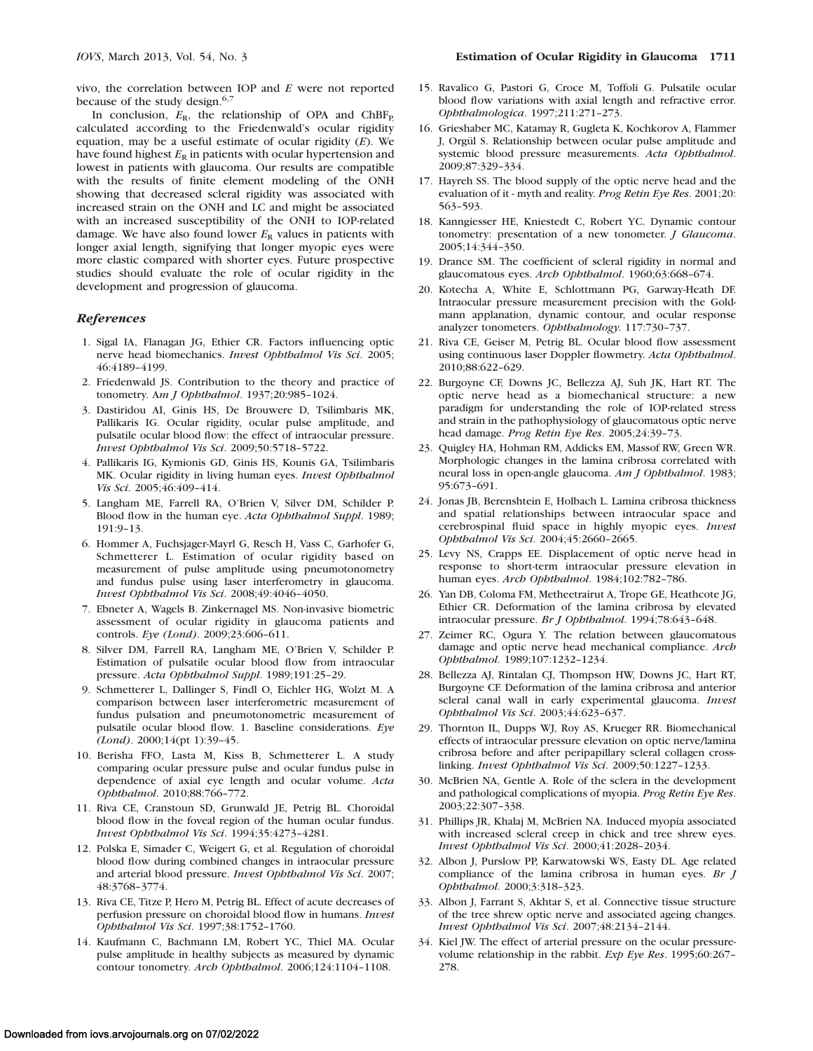vivo, the correlation between IOP and $E$ were not reported because of the study design.[6,7]

In conclusion, $E_R$, the relationship of OPA and $ChBF_P$, calculated according to the Friedenwald's ocular rigidity equation, may be a useful estimate of ocular rigidity ($E$). We have found highest $E_R$ in patients with ocular hypertension and lowest in patients with glaucoma. Our results are compatible with the results of finite element modeling of the ONH showing that decreased scleral rigidity was associated with increased strain on the ONH and LC and might be associated with an increased susceptibility of the ONH to IOP-related damage. We have also found lower $E_R$ values in patients with longer axial length, signifying that longer myopic eyes were more elastic compared with shorter eyes. Future prospective studies should evaluate the role of ocular rigidity in the development and progression of glaucoma.

## References

1. Sigal IA, Flanagan JG, Ethier CR. Factors influencing optic nerve head biomechanics. *Invest Ophthalmol Vis Sci*. 2005;46:4189–4199.
2. Friedenwald JS. Contribution to the theory and practice of tonometry. *Am J Ophthalmol*. 1937;20:985–1024.
3. Dastiridou AI, Ginis HS, De Brouwere D, Tsilimbaris MK, Pallikaris IG. Ocular rigidity, ocular pulse amplitude, and pulsatile ocular blood flow: the effect of intraocular pressure. *Invest Ophthalmol Vis Sci*. 2009;50:5718–5722.
4. Pallikaris IG, Kymionis GD, Ginis HS, Kounis GA, Tsilimbaris MK. Ocular rigidity in living human eyes. *Invest Ophthalmol Vis Sci*. 2005;46:409–414.
5. Langham ME, Farrell RA, O'Brien V, Silver DM, Schilder P. Blood flow in the human eye. *Acta Ophthalmol Suppl*. 1989;191:9–13.
6. Hommer A, Fuchsjager-Mayrl G, Resch H, Vass C, Garhofer G, Schmetterer L. Estimation of ocular rigidity based on measurement of pulse amplitude using pneumotonometry and fundus pulse using laser interferometry in glaucoma. *Invest Ophthalmol Vis Sci*. 2008;49:4046–4050.
7. Ebneter A, Wagels B. Zinkernagel MS. Non-invasive biometric assessment of ocular rigidity in glaucoma patients and controls. *Eye (Lond)*. 2009;23:606–611.
8. Silver DM, Farrell RA, Langham ME, O'Brien V, Schilder P. Estimation of pulsatile ocular blood flow from intraocular pressure. *Acta Ophthalmol Suppl*. 1989;191:25–29.
9. Schmetterer L, Dallinger S, Findl O, Eichler HG, Wolzt M. A comparison between laser interferometric measurement of fundus pulsation and pneumotonometric measurement of pulsatile ocular blood flow. 1. Baseline considerations. *Eye (Lond)*. 2000;14(pt 1):39–45.
10. Berisha FFO, Lasta M, Kiss B, Schmetterer L. A study comparing ocular pressure pulse and ocular fundus pulse in dependence of axial eye length and ocular volume. *Acta Ophthalmol*. 2010;88:766–772.
11. Riva CE, Cranstoun SD, Grunwald JE, Petrig BL. Choroidal blood flow in the foveal region of the human ocular fundus. *Invest Ophthalmol Vis Sci*. 1994;35:4273–4281.
12. Polska E, Simader C, Weigert G, et al. Regulation of choroidal blood flow during combined changes in intraocular pressure and arterial blood pressure. *Invest Ophthalmol Vis Sci*. 2007;48:3768–3774.
13. Riva CE, Titze P, Hero M, Petrig BL. Effect of acute decreases of perfusion pressure on choroidal blood flow in humans. *Invest Ophthalmol Vis Sci*. 1997;38:1752–1760.
14. Kaufmann C, Bachmann LM, Robert YC, Thiel MA. Ocular pulse amplitude in healthy subjects as measured by dynamic contour tonometry. *Arch Ophthalmol*. 2006;124:1104–1108.
15. Ravalico G, Pastori G, Croce M, Toffoli G. Pulsatile ocular blood flow variations with axial length and refractive error. *Ophthalmologica*. 1997;211:271–273.
16. Grieshaber MC, Katamay R, Gugleta K, Kochkorov A, Flammer J, Orgül S. Relationship between ocular pulse amplitude and systemic blood pressure measurements. *Acta Ophthalmol*. 2009;87:329–334.
17. Hayreh SS. The blood supply of the optic nerve head and the evaluation of it - myth and reality. *Prog Retin Eye Res*. 2001;20:563–593.
18. Kanngiesser HE, Kniestedt C, Robert YC. Dynamic contour tonometry: presentation of a new tonometer. *J Glaucoma*. 2005;14:344–350.
19. Drance SM. The coefficient of scleral rigidity in normal and glaucomatous eyes. *Arch Ophthalmol*. 1960;63:668–674.
20. Kotecha A, White E, Schlottmann PG, Garway-Heath DF. Intraocular pressure measurement precision with the Goldmann applanation, dynamic contour, and ocular response analyzer tonometers. *Ophthalmology*. 117:730–737.
21. Riva CE, Geiser M, Petrig BL. Ocular blood flow assessment using continuous laser Doppler flowmetry. *Acta Ophthalmol*. 2010;88:622–629.
22. Burgoyne CF, Downs JC, Bellezza AJ, Suh JK, Hart RT. The optic nerve head as a biomechanical structure: a new paradigm for understanding the role of IOP-related stress and strain in the pathophysiology of glaucomatous optic nerve head damage. *Prog Retin Eye Res*. 2005;24:39–73.
23. Quigley HA, Hohman RM, Addicks EM, Massof RW, Green WR. Morphologic changes in the lamina cribrosa correlated with neural loss in open-angle glaucoma. *Am J Ophthalmol*. 1983;95:673–691.
24. Jonas JB, Berenshtein E, Holbach L. Lamina cribrosa thickness and spatial relationships between intraocular space and cerebrospinal fluid space in highly myopic eyes. *Invest Ophthalmol Vis Sci*. 2004;45:2660–2665.
25. Levy NS, Crapps EE. Displacement of optic nerve head in response to short-term intraocular pressure elevation in human eyes. *Arch Ophthalmol*. 1984;102:782–786.
26. Yan DB, Coloma FM, Metheetrairut A, Trope GE, Heathcote JG, Ethier CR. Deformation of the lamina cribrosa by elevated intraocular pressure. *Br J Ophthalmol*. 1994;78:643–648.
27. Zeimer RC, Ogura Y. The relation between glaucomatous damage and optic nerve head mechanical compliance. *Arch Ophthalmol*. 1989;107:1232–1234.
28. Bellezza AJ, Rintalan CJ, Thompson HW, Downs JC, Hart RT, Burgoyne CF. Deformation of the lamina cribrosa and anterior scleral canal wall in early experimental glaucoma. *Invest Ophthalmol Vis Sci*. 2003;44:623–637.
29. Thornton IL, Dupps WJ, Roy AS, Krueger RR. Biomechanical effects of intraocular pressure elevation on optic nerve/lamina cribrosa before and after peripapillary scleral collagen cross-linking. *Invest Ophthalmol Vis Sci*. 2009;50:1227–1233.
30. McBrien NA, Gentle A. Role of the sclera in the development and pathological complications of myopia. *Prog Retin Eye Res*. 2003;22:307–338.
31. Phillips JR, Khalaj M, McBrien NA. Induced myopia associated with increased scleral creep in chick and tree shrew eyes. *Invest Ophthalmol Vis Sci*. 2000;41:2028–2034.
32. Albon J, Purslow PP, Karwatowski WS, Easty DL. Age related compliance of the lamina cribrosa in human eyes. *Br J Ophthalmol*. 2000;3:318–323.
33. Albon J, Farrant S, Akhtar S, et al. Connective tissue structure of the tree shrew optic nerve and associated ageing changes. *Invest Ophthalmol Vis Sci*. 2007;48:2134–2144.
34. Kiel JW. The effect of arterial pressure on the ocular pressure-volume relationship in the rabbit. *Exp Eye Res*. 1995;60:267–278.